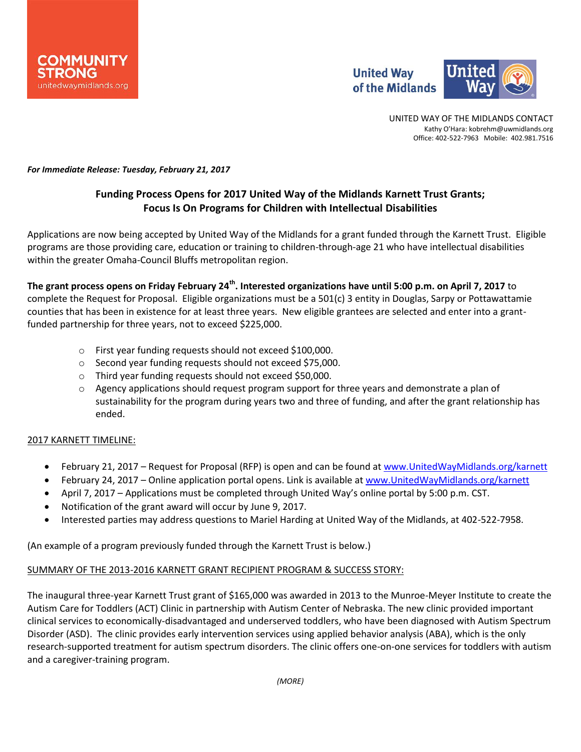COMMUNITY STRONG
unitedwaymidlands.org

United Way of the Midlands

UNITED WAY OF THE MIDLANDS CONTACT
Kathy O'Hara: kobrehm@uwmidlands.org
Office: 402-522-7963 Mobile: 402.981.7516

***For Immediate Release: Tuesday, February 21, 2017***

## Funding Process Opens for 2017 United Way of the Midlands Karnett Trust Grants; Focus Is On Programs for Children with Intellectual Disabilities

Applications are now being accepted by United Way of the Midlands for a grant funded through the Karnett Trust. Eligible programs are those providing care, education or training to children-through-age 21 who have intellectual disabilities within the greater Omaha-Council Bluffs metropolitan region.

**The grant process opens on Friday February 24th. Interested organizations have until 5:00 p.m. on April 7, 2017** to complete the Request for Proposal. Eligible organizations must be a 501(c) 3 entity in Douglas, Sarpy or Pottawattamie counties that has been in existence for at least three years. New eligible grantees are selected and enter into a grant-funded partnership for three years, not to exceed $225,000.

- First year funding requests should not exceed $100,000.
- Second year funding requests should not exceed $75,000.
- Third year funding requests should not exceed $50,000.
- Agency applications should request program support for three years and demonstrate a plan of sustainability for the program during years two and three of funding, and after the grant relationship has ended.

2017 KARNETT TIMELINE:

- February 21, 2017 – Request for Proposal (RFP) is open and can be found at www.UnitedWayMidlands.org/karnett
- February 24, 2017 – Online application portal opens. Link is available at www.UnitedWayMidlands.org/karnett
- April 7, 2017 – Applications must be completed through United Way's online portal by 5:00 p.m. CST.
- Notification of the grant award will occur by June 9, 2017.
- Interested parties may address questions to Mariel Harding at United Way of the Midlands, at 402-522-7958.

(An example of a program previously funded through the Karnett Trust is below.)

SUMMARY OF THE 2013-2016 KARNETT GRANT RECIPIENT PROGRAM & SUCCESS STORY:

The inaugural three-year Karnett Trust grant of $165,000 was awarded in 2013 to the Munroe-Meyer Institute to create the Autism Care for Toddlers (ACT) Clinic in partnership with Autism Center of Nebraska. The new clinic provided important clinical services to economically-disadvantaged and underserved toddlers, who have been diagnosed with Autism Spectrum Disorder (ASD). The clinic provides early intervention services using applied behavior analysis (ABA), which is the only research-supported treatment for autism spectrum disorders. The clinic offers one-on-one services for toddlers with autism and a caregiver-training program.

*(MORE)*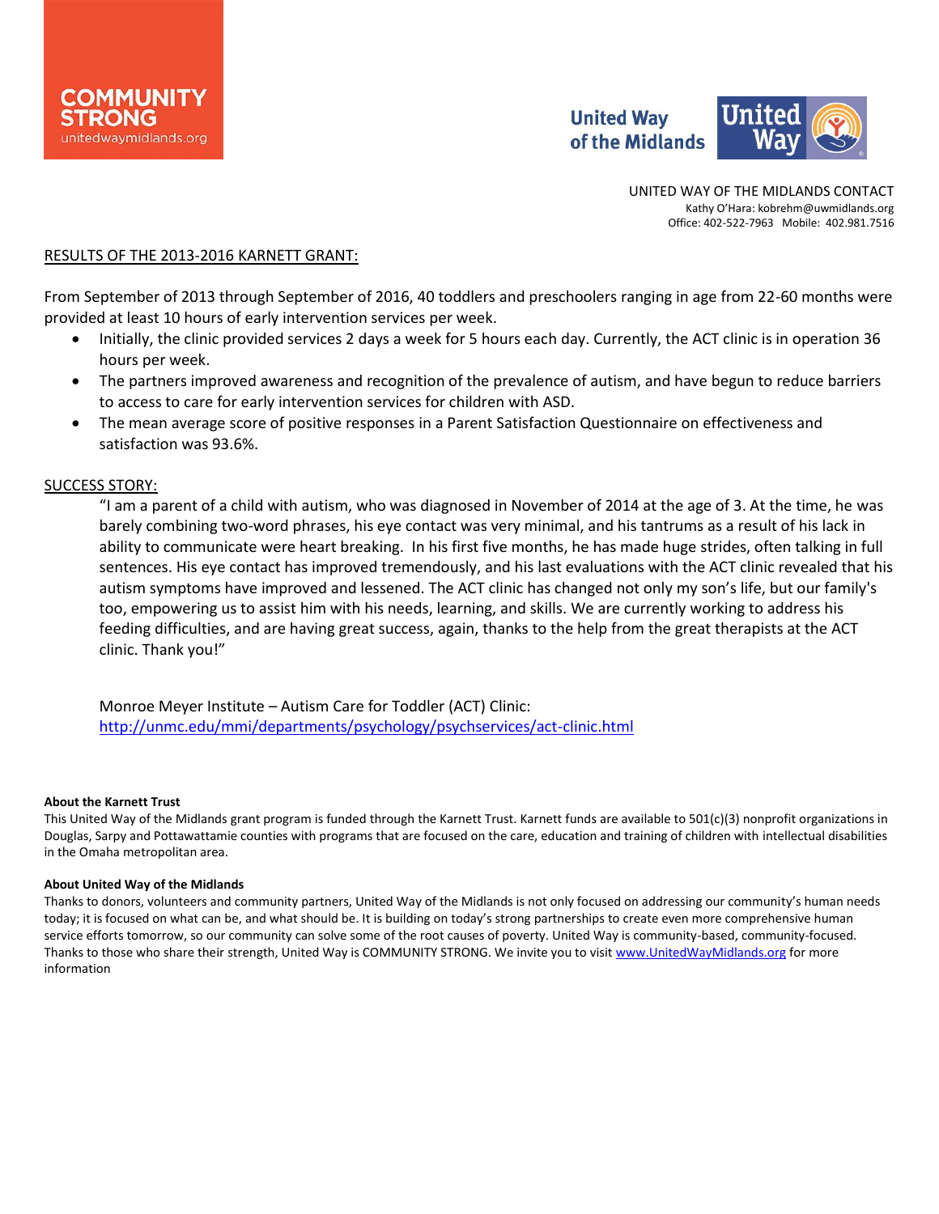COMMUNITY STRONG
unitedwaymidlands.org

United Way of the Midlands

UNITED WAY OF THE MIDLANDS CONTACT
Kathy O'Hara: kobrehm@uwmidlands.org
Office: 402-522-7963 Mobile: 402.981.7516

## RESULTS OF THE 2013-2016 KARNETT GRANT:

From September of 2013 through September of 2016, 40 toddlers and preschoolers ranging in age from 22-60 months were provided at least 10 hours of early intervention services per week.

- Initially, the clinic provided services 2 days a week for 5 hours each day. Currently, the ACT clinic is in operation 36 hours per week.
- The partners improved awareness and recognition of the prevalence of autism, and have begun to reduce barriers to access to care for early intervention services for children with ASD.
- The mean average score of positive responses in a Parent Satisfaction Questionnaire on effectiveness and satisfaction was 93.6%.

## SUCCESS STORY:

"I am a parent of a child with autism, who was diagnosed in November of 2014 at the age of 3. At the time, he was barely combining two-word phrases, his eye contact was very minimal, and his tantrums as a result of his lack in ability to communicate were heart breaking. In his first five months, he has made huge strides, often talking in full sentences. His eye contact has improved tremendously, and his last evaluations with the ACT clinic revealed that his autism symptoms have improved and lessened. The ACT clinic has changed not only my son's life, but our family's too, empowering us to assist him with his needs, learning, and skills. We are currently working to address his feeding difficulties, and are having great success, again, thanks to the help from the great therapists at the ACT clinic. Thank you!"

Monroe Meyer Institute – Autism Care for Toddler (ACT) Clinic:
http://unmc.edu/mmi/departments/psychology/psychservices/act-clinic.html

**About the Karnett Trust**

This United Way of the Midlands grant program is funded through the Karnett Trust. Karnett funds are available to 501(c)(3) nonprofit organizations in Douglas, Sarpy and Pottawattamie counties with programs that are focused on the care, education and training of children with intellectual disabilities in the Omaha metropolitan area.

**About United Way of the Midlands**

Thanks to donors, volunteers and community partners, United Way of the Midlands is not only focused on addressing our community's human needs today; it is focused on what can be, and what should be. It is building on today's strong partnerships to create even more comprehensive human service efforts tomorrow, so our community can solve some of the root causes of poverty. United Way is community-based, community-focused. Thanks to those who share their strength, United Way is COMMUNITY STRONG. We invite you to visit www.UnitedWayMidlands.org for more information